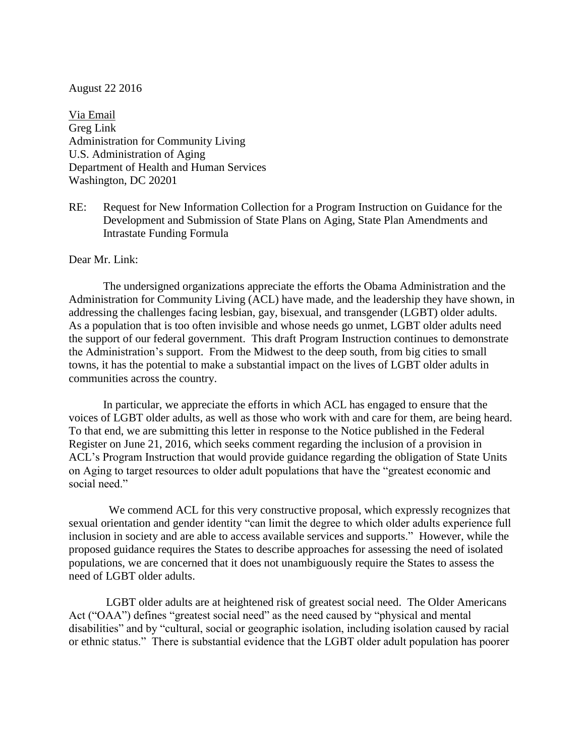August 22 2016

Via Email
Greg Link
Administration for Community Living
U.S. Administration of Aging
Department of Health and Human Services
Washington, DC 20201

RE: Request for New Information Collection for a Program Instruction on Guidance for the Development and Submission of State Plans on Aging, State Plan Amendments and Intrastate Funding Formula

Dear Mr. Link:

The undersigned organizations appreciate the efforts the Obama Administration and the Administration for Community Living (ACL) have made, and the leadership they have shown, in addressing the challenges facing lesbian, gay, bisexual, and transgender (LGBT) older adults. As a population that is too often invisible and whose needs go unmet, LGBT older adults need the support of our federal government. This draft Program Instruction continues to demonstrate the Administration's support. From the Midwest to the deep south, from big cities to small towns, it has the potential to make a substantial impact on the lives of LGBT older adults in communities across the country.

In particular, we appreciate the efforts in which ACL has engaged to ensure that the voices of LGBT older adults, as well as those who work with and care for them, are being heard. To that end, we are submitting this letter in response to the Notice published in the Federal Register on June 21, 2016, which seeks comment regarding the inclusion of a provision in ACL's Program Instruction that would provide guidance regarding the obligation of State Units on Aging to target resources to older adult populations that have the "greatest economic and social need."

We commend ACL for this very constructive proposal, which expressly recognizes that sexual orientation and gender identity "can limit the degree to which older adults experience full inclusion in society and are able to access available services and supports." However, while the proposed guidance requires the States to describe approaches for assessing the need of isolated populations, we are concerned that it does not unambiguously require the States to assess the need of LGBT older adults.

LGBT older adults are at heightened risk of greatest social need. The Older Americans Act ("OAA") defines "greatest social need" as the need caused by "physical and mental disabilities" and by "cultural, social or geographic isolation, including isolation caused by racial or ethnic status." There is substantial evidence that the LGBT older adult population has poorer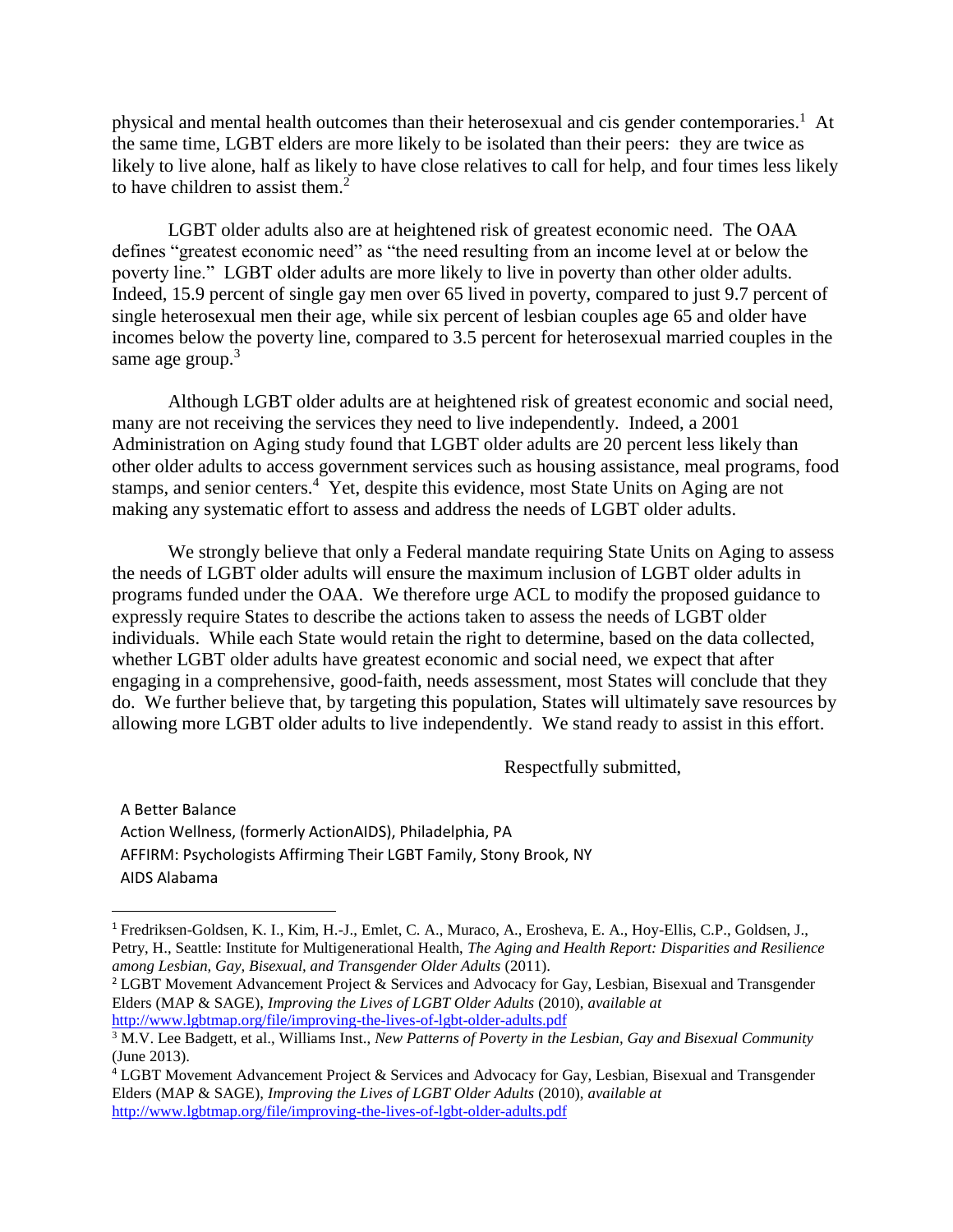physical and mental health outcomes than their heterosexual and cis gender contemporaries.[1] At the same time, LGBT elders are more likely to be isolated than their peers: they are twice as likely to live alone, half as likely to have close relatives to call for help, and four times less likely to have children to assist them.[2]

LGBT older adults also are at heightened risk of greatest economic need. The OAA defines "greatest economic need" as "the need resulting from an income level at or below the poverty line." LGBT older adults are more likely to live in poverty than other older adults. Indeed, 15.9 percent of single gay men over 65 lived in poverty, compared to just 9.7 percent of single heterosexual men their age, while six percent of lesbian couples age 65 and older have incomes below the poverty line, compared to 3.5 percent for heterosexual married couples in the same age group.[3]

Although LGBT older adults are at heightened risk of greatest economic and social need, many are not receiving the services they need to live independently. Indeed, a 2001 Administration on Aging study found that LGBT older adults are 20 percent less likely than other older adults to access government services such as housing assistance, meal programs, food stamps, and senior centers.[4] Yet, despite this evidence, most State Units on Aging are not making any systematic effort to assess and address the needs of LGBT older adults.

We strongly believe that only a Federal mandate requiring State Units on Aging to assess the needs of LGBT older adults will ensure the maximum inclusion of LGBT older adults in programs funded under the OAA. We therefore urge ACL to modify the proposed guidance to expressly require States to describe the actions taken to assess the needs of LGBT older individuals. While each State would retain the right to determine, based on the data collected, whether LGBT older adults have greatest economic and social need, we expect that after engaging in a comprehensive, good-faith, needs assessment, most States will conclude that they do. We further believe that, by targeting this population, States will ultimately save resources by allowing more LGBT older adults to live independently. We stand ready to assist in this effort.

Respectfully submitted,

A Better Balance
Action Wellness, (formerly ActionAIDS), Philadelphia, PA
AFFIRM: Psychologists Affirming Their LGBT Family, Stony Brook, NY
AIDS Alabama

---

[1] Fredriksen-Goldsen, K. I., Kim, H.-J., Emlet, C. A., Muraco, A., Erosheva, E. A., Hoy-Ellis, C.P., Goldsen, J., Petry, H., Seattle: Institute for Multigenerational Health, *The Aging and Health Report: Disparities and Resilience among Lesbian, Gay, Bisexual, and Transgender Older Adults* (2011).

[2] LGBT Movement Advancement Project & Services and Advocacy for Gay, Lesbian, Bisexual and Transgender Elders (MAP & SAGE), *Improving the Lives of LGBT Older Adults* (2010), *available at* http://www.lgbtmap.org/file/improving-the-lives-of-lgbt-older-adults.pdf

[3] M.V. Lee Badgett, et al., Williams Inst., *New Patterns of Poverty in the Lesbian, Gay and Bisexual Community* (June 2013).

[4] LGBT Movement Advancement Project & Services and Advocacy for Gay, Lesbian, Bisexual and Transgender Elders (MAP & SAGE), *Improving the Lives of LGBT Older Adults* (2010), *available at* http://www.lgbtmap.org/file/improving-the-lives-of-lgbt-older-adults.pdf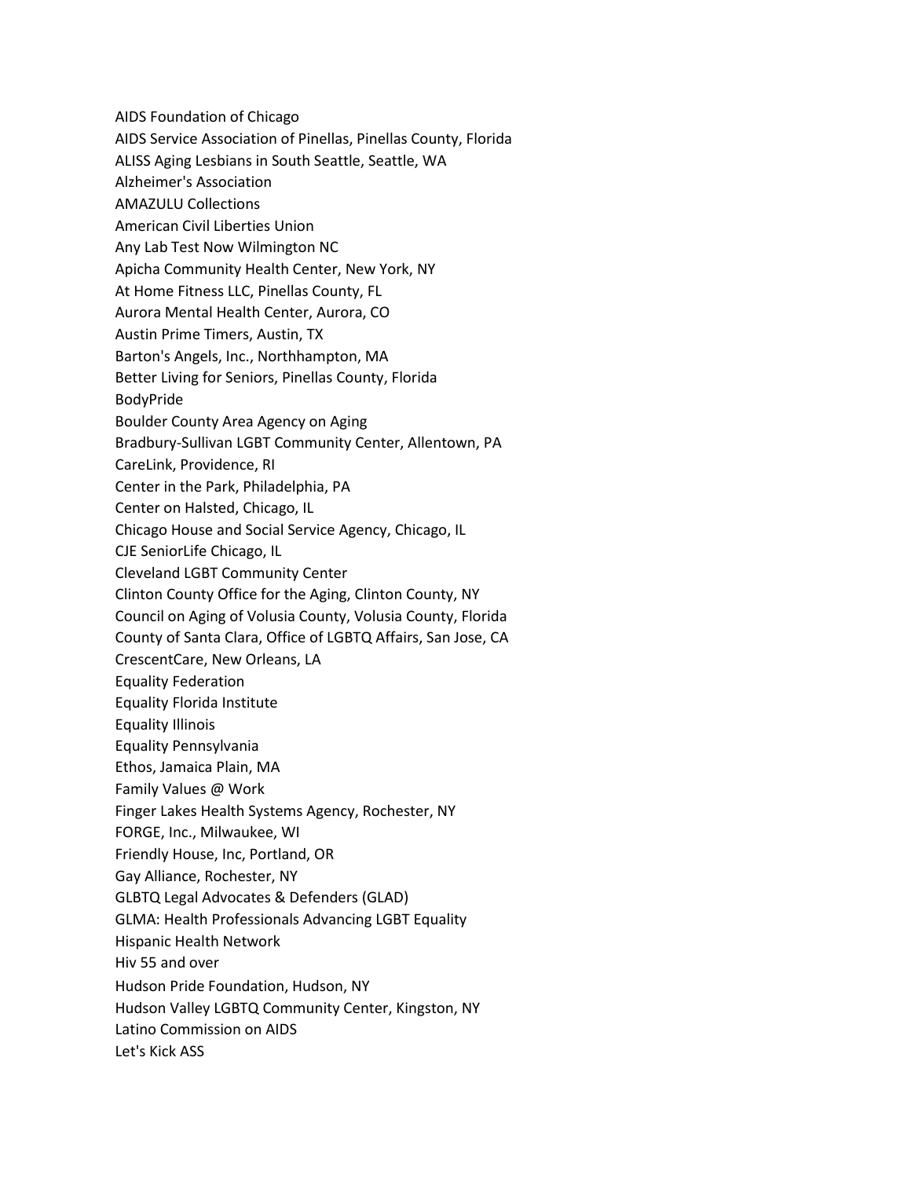AIDS Foundation of Chicago
AIDS Service Association of Pinellas, Pinellas County, Florida
ALISS Aging Lesbians in South Seattle, Seattle, WA
Alzheimer's Association
AMAZULU Collections
American Civil Liberties Union
Any Lab Test Now Wilmington NC
Apicha Community Health Center, New York, NY
At Home Fitness LLC, Pinellas County, FL
Aurora Mental Health Center, Aurora, CO
Austin Prime Timers, Austin, TX
Barton's Angels, Inc., Northhampton, MA
Better Living for Seniors, Pinellas County, Florida
BodyPride
Boulder County Area Agency on Aging
Bradbury-Sullivan LGBT Community Center, Allentown, PA
CareLink, Providence, RI
Center in the Park, Philadelphia, PA
Center on Halsted, Chicago, IL
Chicago House and Social Service Agency, Chicago, IL
CJE SeniorLife Chicago, IL
Cleveland LGBT Community Center
Clinton County Office for the Aging, Clinton County, NY
Council on Aging of Volusia County, Volusia County, Florida
County of Santa Clara, Office of LGBTQ Affairs, San Jose, CA
CrescentCare, New Orleans, LA
Equality Federation
Equality Florida Institute
Equality Illinois
Equality Pennsylvania
Ethos, Jamaica Plain, MA
Family Values @ Work
Finger Lakes Health Systems Agency, Rochester, NY
FORGE, Inc., Milwaukee, WI
Friendly House, Inc, Portland, OR
Gay Alliance, Rochester, NY
GLBTQ Legal Advocates & Defenders (GLAD)
GLMA: Health Professionals Advancing LGBT Equality
Hispanic Health Network
Hiv 55 and over
Hudson Pride Foundation, Hudson, NY
Hudson Valley LGBTQ Community Center, Kingston, NY
Latino Commission on AIDS
Let's Kick ASS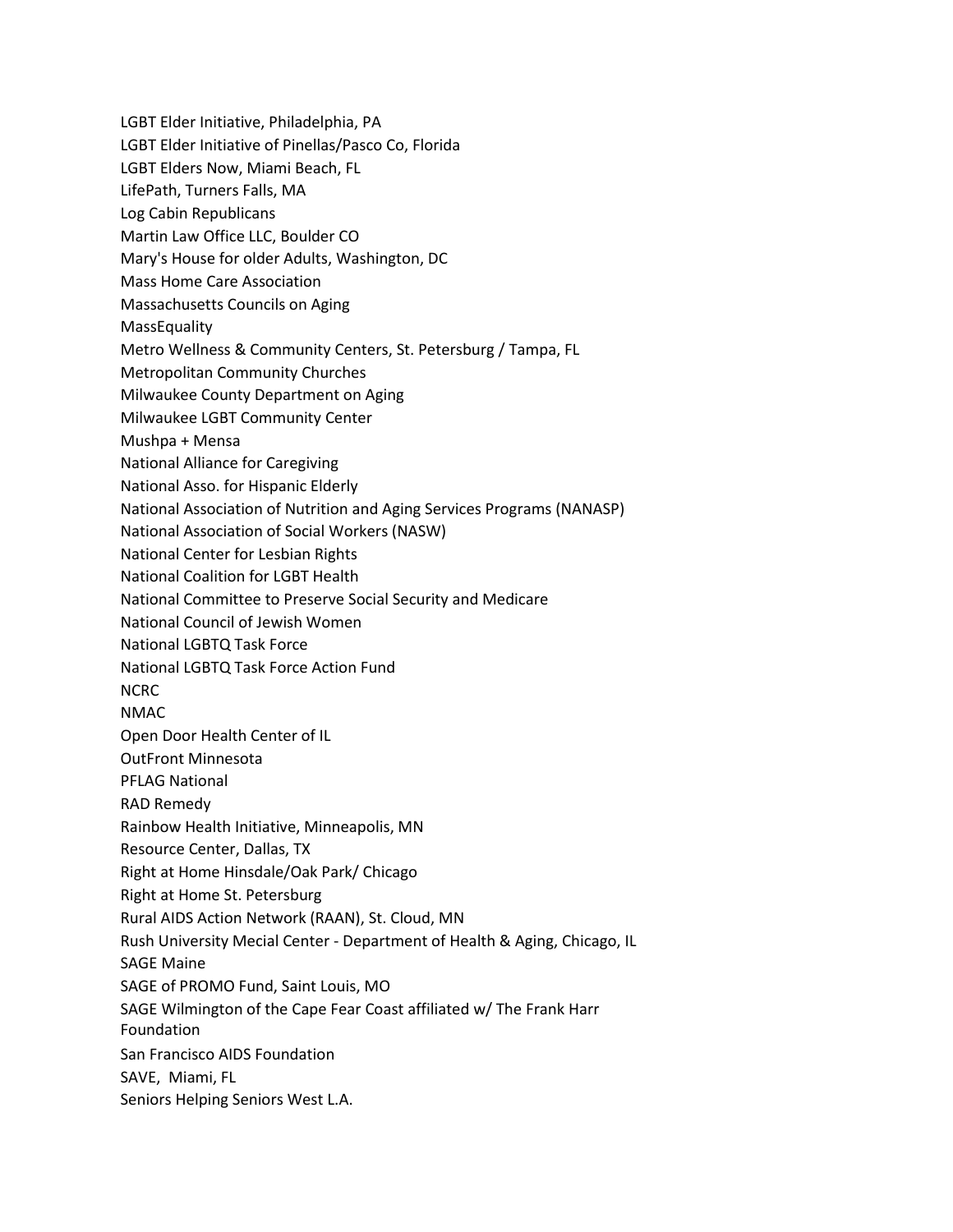LGBT Elder Initiative, Philadelphia, PA
LGBT Elder Initiative of Pinellas/Pasco Co, Florida
LGBT Elders Now, Miami Beach, FL
LifePath, Turners Falls, MA
Log Cabin Republicans
Martin Law Office LLC, Boulder CO
Mary's House for older Adults, Washington, DC
Mass Home Care Association
Massachusetts Councils on Aging
MassEquality
Metro Wellness & Community Centers, St. Petersburg / Tampa, FL
Metropolitan Community Churches
Milwaukee County Department on Aging
Milwaukee LGBT Community Center
Mushpa + Mensa
National Alliance for Caregiving
National Asso. for Hispanic Elderly
National Association of Nutrition and Aging Services Programs (NANASP)
National Association of Social Workers (NASW)
National Center for Lesbian Rights
National Coalition for LGBT Health
National Committee to Preserve Social Security and Medicare
National Council of Jewish Women
National LGBTQ Task Force
National LGBTQ Task Force Action Fund
NCRC
NMAC
Open Door Health Center of IL
OutFront Minnesota
PFLAG National
RAD Remedy
Rainbow Health Initiative, Minneapolis, MN
Resource Center, Dallas, TX
Right at Home Hinsdale/Oak Park/ Chicago
Right at Home St. Petersburg
Rural AIDS Action Network (RAAN), St. Cloud, MN
Rush University Mecial Center - Department of Health & Aging, Chicago, IL
SAGE Maine
SAGE of PROMO Fund, Saint Louis, MO
SAGE Wilmington of the Cape Fear Coast affiliated w/ The Frank Harr Foundation
San Francisco AIDS Foundation
SAVE, Miami, FL
Seniors Helping Seniors West L.A.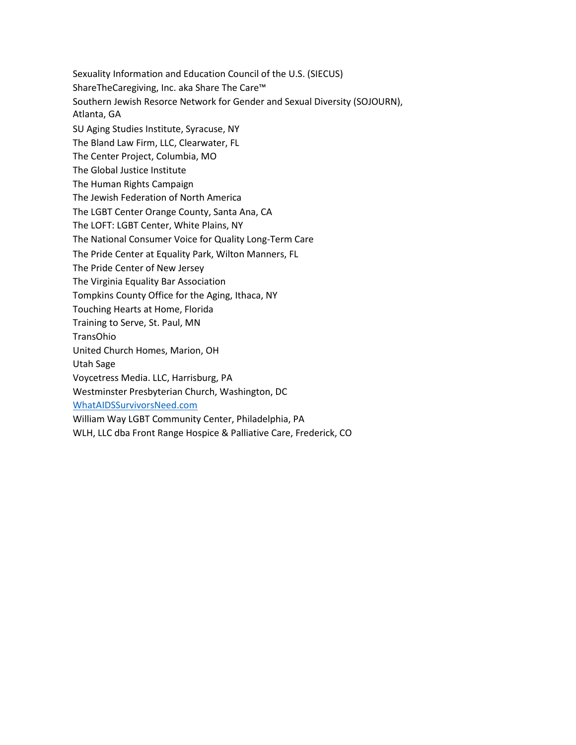Sexuality Information and Education Council of the U.S. (SIECUS)
ShareTheCaregiving, Inc. aka Share The Care™
Southern Jewish Resorce Network for Gender and Sexual Diversity (SOJOURN), Atlanta, GA
SU Aging Studies Institute, Syracuse, NY
The Bland Law Firm, LLC, Clearwater, FL
The Center Project, Columbia, MO
The Global Justice Institute
The Human Rights Campaign
The Jewish Federation of North America
The LGBT Center Orange County, Santa Ana, CA
The LOFT: LGBT Center, White Plains, NY
The National Consumer Voice for Quality Long-Term Care
The Pride Center at Equality Park, Wilton Manners, FL
The Pride Center of New Jersey
The Virginia Equality Bar Association
Tompkins County Office for the Aging, Ithaca, NY
Touching Hearts at Home, Florida
Training to Serve, St. Paul, MN
TransOhio
United Church Homes, Marion, OH
Utah Sage
Voycetress Media. LLC, Harrisburg, PA
Westminster Presbyterian Church, Washington, DC
WhatAIDSSurvivorsNeed.com
William Way LGBT Community Center, Philadelphia, PA
WLH, LLC dba Front Range Hospice & Palliative Care, Frederick, CO